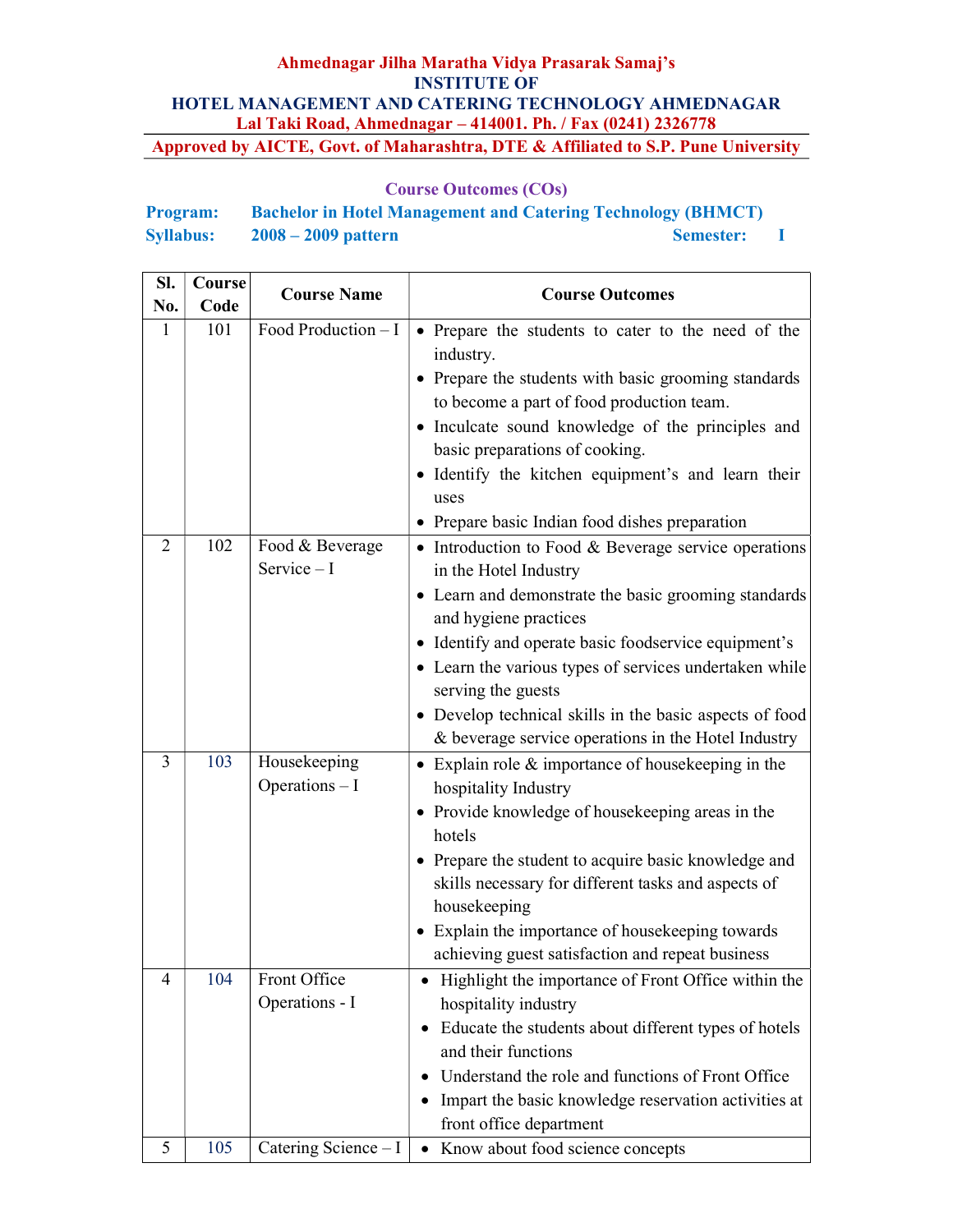**Ahmednagar Jilha Maratha Vidya Prasarak Samaj's**
**INSTITUTE OF**
**HOTEL MANAGEMENT AND CATERING TECHNOLOGY AHMEDNAGAR**
**Lal Taki Road, Ahmednagar – 414001. Ph. / Fax (0241) 2326778**

**Approved by AICTE, Govt. of Maharashtra, DTE & Affiliated to S.P. Pune University**

## Course Outcomes (COs)

**Program:** Bachelor in Hotel Management and Catering Technology (BHMCT)
**Syllabus:** 2008 – 2009 pattern **Semester:** I

| Sl. No. | Course Code | Course Name | Course Outcomes |
|---|---|---|---|
| 1 | 101 | Food Production – I | • Prepare the students to cater to the need of the industry.<br>• Prepare the students with basic grooming standards to become a part of food production team.<br>• Inculcate sound knowledge of the principles and basic preparations of cooking.<br>• Identify the kitchen equipment's and learn their uses<br>• Prepare basic Indian food dishes preparation |
| 2 | 102 | Food & Beverage Service – I | • Introduction to Food & Beverage service operations in the Hotel Industry<br>• Learn and demonstrate the basic grooming standards and hygiene practices<br>• Identify and operate basic foodservice equipment's<br>• Learn the various types of services undertaken while serving the guests<br>• Develop technical skills in the basic aspects of food & beverage service operations in the Hotel Industry |
| 3 | 103 | Housekeeping Operations – I | • Explain role & importance of housekeeping in the hospitality Industry<br>• Provide knowledge of housekeeping areas in the hotels<br>• Prepare the student to acquire basic knowledge and skills necessary for different tasks and aspects of housekeeping<br>• Explain the importance of housekeeping towards achieving guest satisfaction and repeat business |
| 4 | 104 | Front Office Operations - I | • Highlight the importance of Front Office within the hospitality industry<br>• Educate the students about different types of hotels and their functions<br>• Understand the role and functions of Front Office<br>• Impart the basic knowledge reservation activities at front office department |
| 5 | 105 | Catering Science – I | • Know about food science concepts |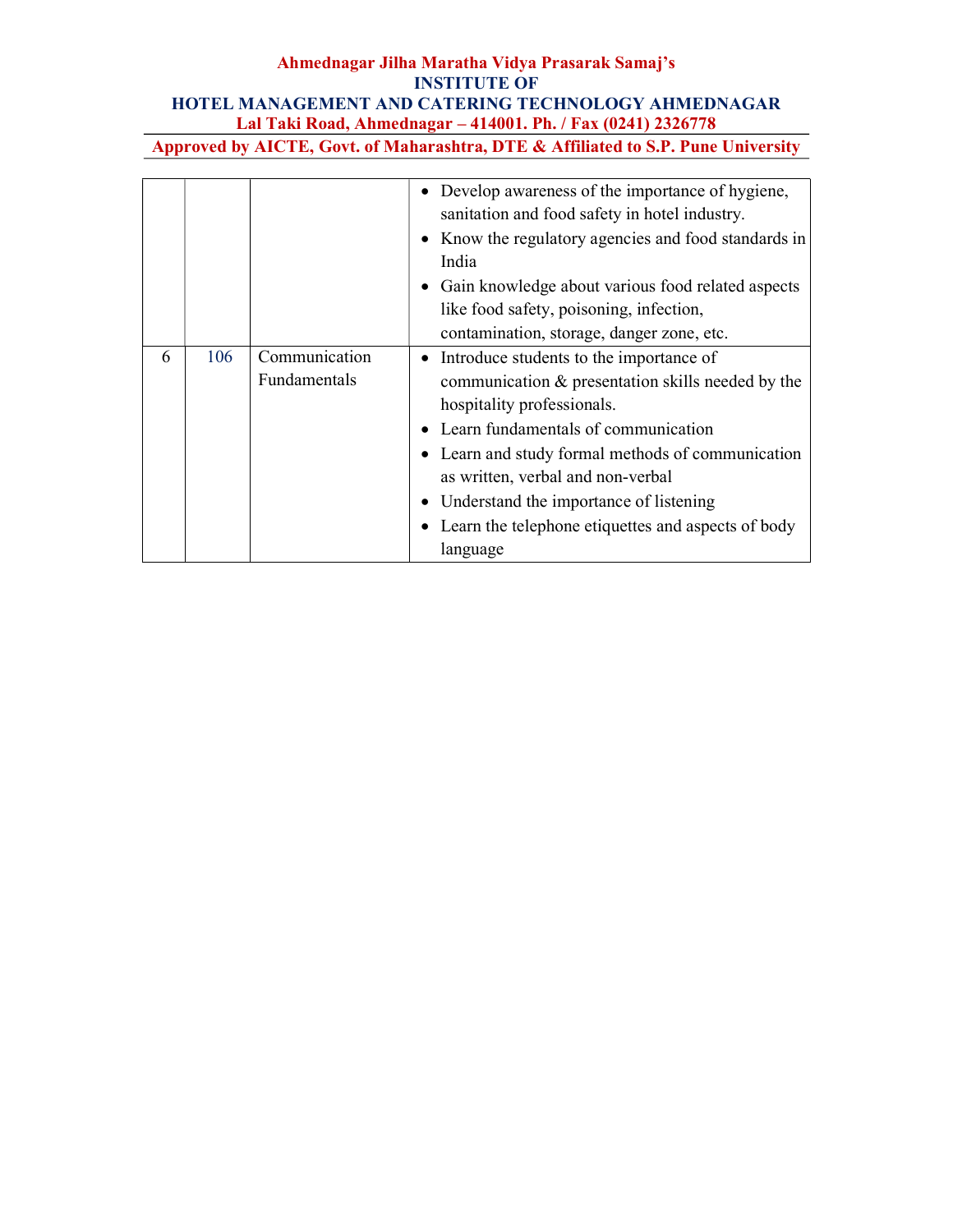| | | | |
|---|---|---|---|
| | | | • Develop awareness of the importance of hygiene, sanitation and food safety in hotel industry.<br>• Know the regulatory agencies and food standards in India<br>• Gain knowledge about various food related aspects like food safety, poisoning, infection, contamination, storage, danger zone, etc. |
| 6 | 106 | Communication Fundamentals | • Introduce students to the importance of communication & presentation skills needed by the hospitality professionals.<br>• Learn fundamentals of communication<br>• Learn and study formal methods of communication as written, verbal and non-verbal<br>• Understand the importance of listening<br>• Learn the telephone etiquettes and aspects of body language |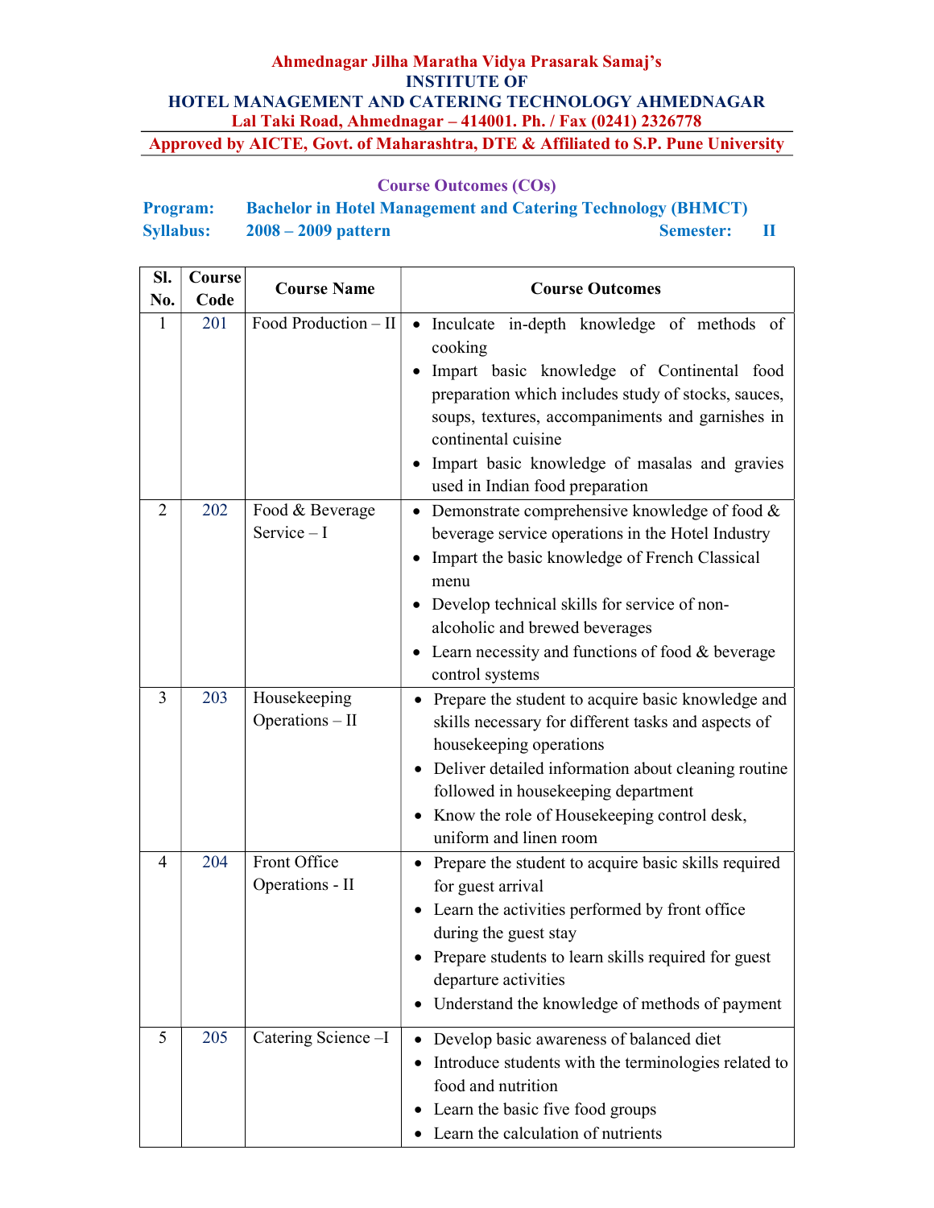**Ahmednagar Jilha Maratha Vidya Prasarak Samaj's**
**INSTITUTE OF**
**HOTEL MANAGEMENT AND CATERING TECHNOLOGY AHMEDNAGAR**
**Lal Taki Road, Ahmednagar – 414001. Ph. / Fax (0241) 2326778**
**Approved by AICTE, Govt. of Maharashtra, DTE & Affiliated to S.P. Pune University**

## Course Outcomes (COs)

**Program:** Bachelor in Hotel Management and Catering Technology (BHMCT)
**Syllabus:** 2008 – 2009 pattern **Semester:** II

| Sl. No. | Course Code | Course Name | Course Outcomes |
|---|---|---|---|
| 1 | 201 | Food Production – II | • Inculcate in-depth knowledge of methods of cooking<br>• Impart basic knowledge of Continental food preparation which includes study of stocks, sauces, soups, textures, accompaniments and garnishes in continental cuisine<br>• Impart basic knowledge of masalas and gravies used in Indian food preparation |
| 2 | 202 | Food & Beverage Service – I | • Demonstrate comprehensive knowledge of food & beverage service operations in the Hotel Industry<br>• Impart the basic knowledge of French Classical menu<br>• Develop technical skills for service of non-alcoholic and brewed beverages<br>• Learn necessity and functions of food & beverage control systems |
| 3 | 203 | Housekeeping Operations – II | • Prepare the student to acquire basic knowledge and skills necessary for different tasks and aspects of housekeeping operations<br>• Deliver detailed information about cleaning routine followed in housekeeping department<br>• Know the role of Housekeeping control desk, uniform and linen room |
| 4 | 204 | Front Office Operations - II | • Prepare the student to acquire basic skills required for guest arrival<br>• Learn the activities performed by front office during the guest stay<br>• Prepare students to learn skills required for guest departure activities<br>• Understand the knowledge of methods of payment |
| 5 | 205 | Catering Science –I | • Develop basic awareness of balanced diet<br>• Introduce students with the terminologies related to food and nutrition<br>• Learn the basic five food groups<br>• Learn the calculation of nutrients |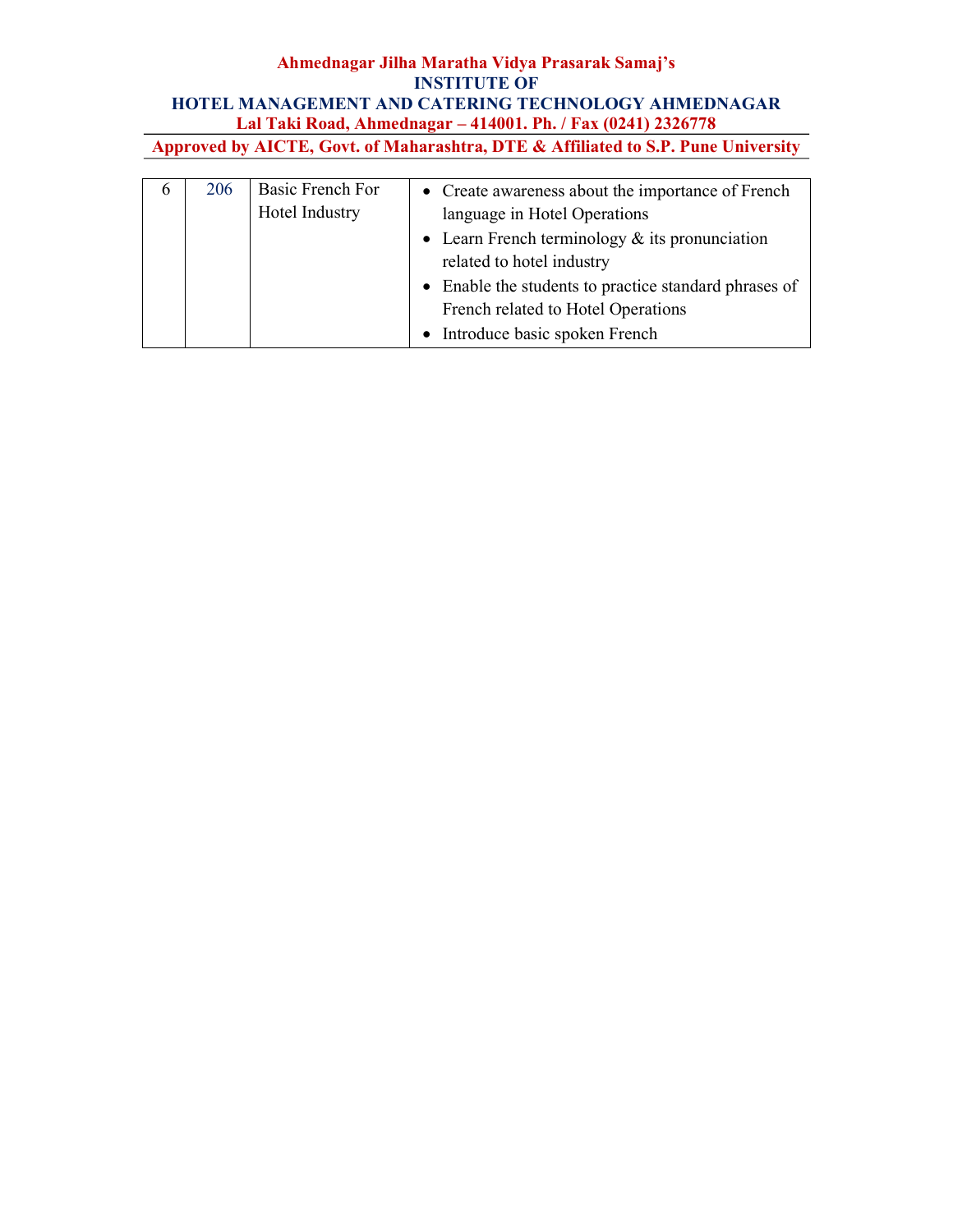| 6 | 206 | Basic French For Hotel Industry | • Create awareness about the importance of French language in Hotel Operations<br>• Learn French terminology & its pronunciation related to hotel industry<br>• Enable the students to practice standard phrases of French related to Hotel Operations<br>• Introduce basic spoken French |
|---|---|---|---|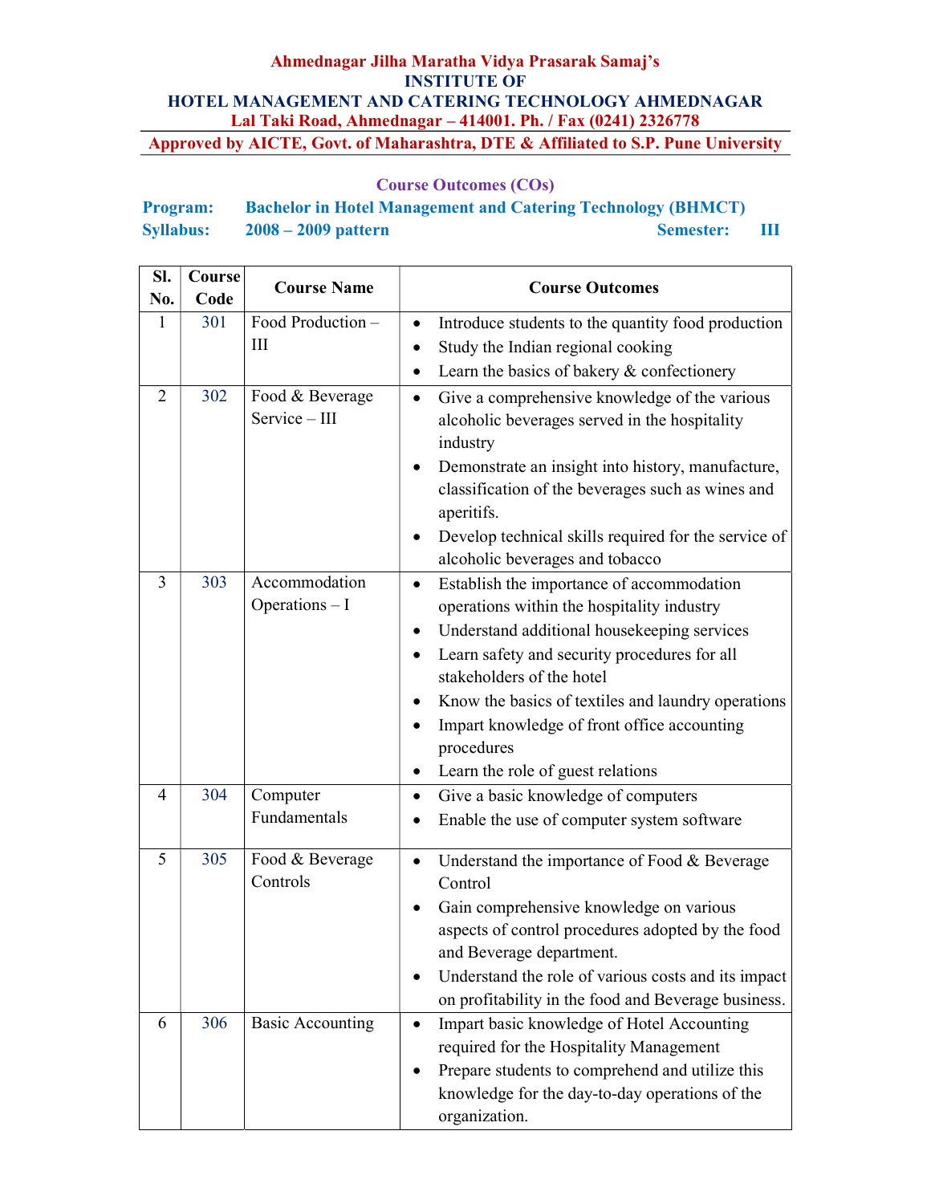**Ahmednagar Jilha Maratha Vidya Prasarak Samaj's**
**INSTITUTE OF**
**HOTEL MANAGEMENT AND CATERING TECHNOLOGY AHMEDNAGAR**
**Lal Taki Road, Ahmednagar – 414001. Ph. / Fax (0241) 2326778**

**Approved by AICTE, Govt. of Maharashtra, DTE & Affiliated to S.P. Pune University**

## Course Outcomes (COs)

**Program:** Bachelor in Hotel Management and Catering Technology (BHMCT)
**Syllabus:** 2008 – 2009 pattern **Semester:** III

| Sl. No. | Course Code | Course Name | Course Outcomes |
|---|---|---|---|
| 1 | 301 | Food Production – III | • Introduce students to the quantity food production<br>• Study the Indian regional cooking<br>• Learn the basics of bakery & confectionery |
| 2 | 302 | Food & Beverage Service – III | • Give a comprehensive knowledge of the various alcoholic beverages served in the hospitality industry<br>• Demonstrate an insight into history, manufacture, classification of the beverages such as wines and aperitifs.<br>• Develop technical skills required for the service of alcoholic beverages and tobacco |
| 3 | 303 | Accommodation Operations – I | • Establish the importance of accommodation operations within the hospitality industry<br>• Understand additional housekeeping services<br>• Learn safety and security procedures for all stakeholders of the hotel<br>• Know the basics of textiles and laundry operations<br>• Impart knowledge of front office accounting procedures<br>• Learn the role of guest relations |
| 4 | 304 | Computer Fundamentals | • Give a basic knowledge of computers<br>• Enable the use of computer system software |
| 5 | 305 | Food & Beverage Controls | • Understand the importance of Food & Beverage Control<br>• Gain comprehensive knowledge on various aspects of control procedures adopted by the food and Beverage department.<br>• Understand the role of various costs and its impact on profitability in the food and Beverage business. |
| 6 | 306 | Basic Accounting | • Impart basic knowledge of Hotel Accounting required for the Hospitality Management<br>• Prepare students to comprehend and utilize this knowledge for the day-to-day operations of the organization. |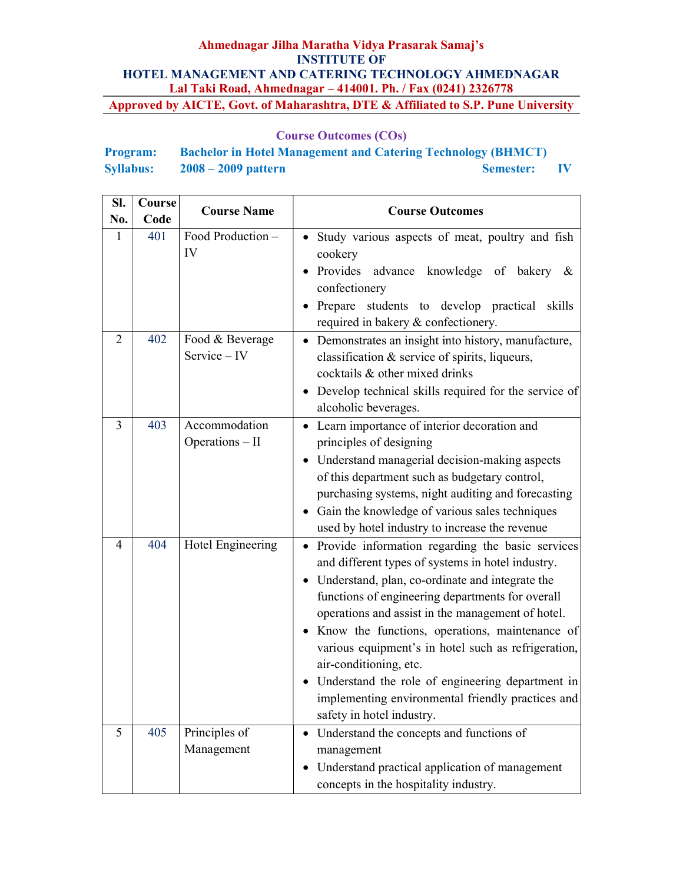**Ahmednagar Jilha Maratha Vidya Prasarak Samaj's**
**INSTITUTE OF**
**HOTEL MANAGEMENT AND CATERING TECHNOLOGY AHMEDNAGAR**
**Lal Taki Road, Ahmednagar – 414001. Ph. / Fax (0241) 2326778**
**Approved by AICTE, Govt. of Maharashtra, DTE & Affiliated to S.P. Pune University**

## Course Outcomes (COs)

**Program:** Bachelor in Hotel Management and Catering Technology (BHMCT)
**Syllabus:** 2008 – 2009 pattern **Semester:** IV

| Sl. No. | Course Code | Course Name | Course Outcomes |
|---|---|---|---|
| 1 | 401 | Food Production – IV | • Study various aspects of meat, poultry and fish cookery<br>• Provides advance knowledge of bakery & confectionery<br>• Prepare students to develop practical skills required in bakery & confectionery. |
| 2 | 402 | Food & Beverage Service – IV | • Demonstrates an insight into history, manufacture, classification & service of spirits, liqueurs, cocktails & other mixed drinks<br>• Develop technical skills required for the service of alcoholic beverages. |
| 3 | 403 | Accommodation Operations – II | • Learn importance of interior decoration and principles of designing<br>• Understand managerial decision-making aspects of this department such as budgetary control, purchasing systems, night auditing and forecasting<br>• Gain the knowledge of various sales techniques used by hotel industry to increase the revenue |
| 4 | 404 | Hotel Engineering | • Provide information regarding the basic services and different types of systems in hotel industry.<br>• Understand, plan, co-ordinate and integrate the functions of engineering departments for overall operations and assist in the management of hotel.<br>• Know the functions, operations, maintenance of various equipment's in hotel such as refrigeration, air-conditioning, etc.<br>• Understand the role of engineering department in implementing environmental friendly practices and safety in hotel industry. |
| 5 | 405 | Principles of Management | • Understand the concepts and functions of management<br>• Understand practical application of management concepts in the hospitality industry. |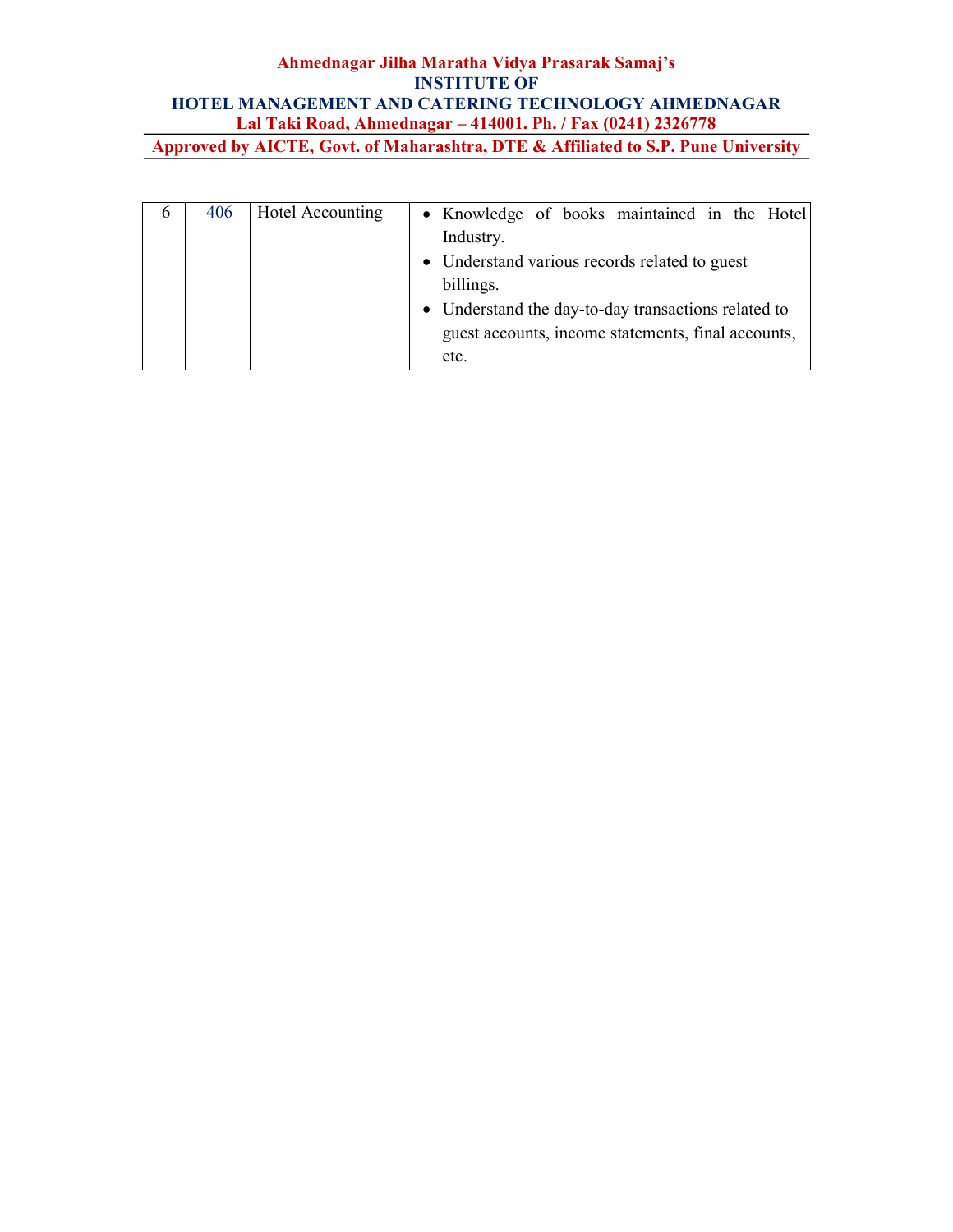| 6 | 406 | Hotel Accounting | • Knowledge of books maintained in the Hotel Industry.<br>• Understand various records related to guest billings.<br>• Understand the day-to-day transactions related to guest accounts, income statements, final accounts, etc. |
|---|---|---|---|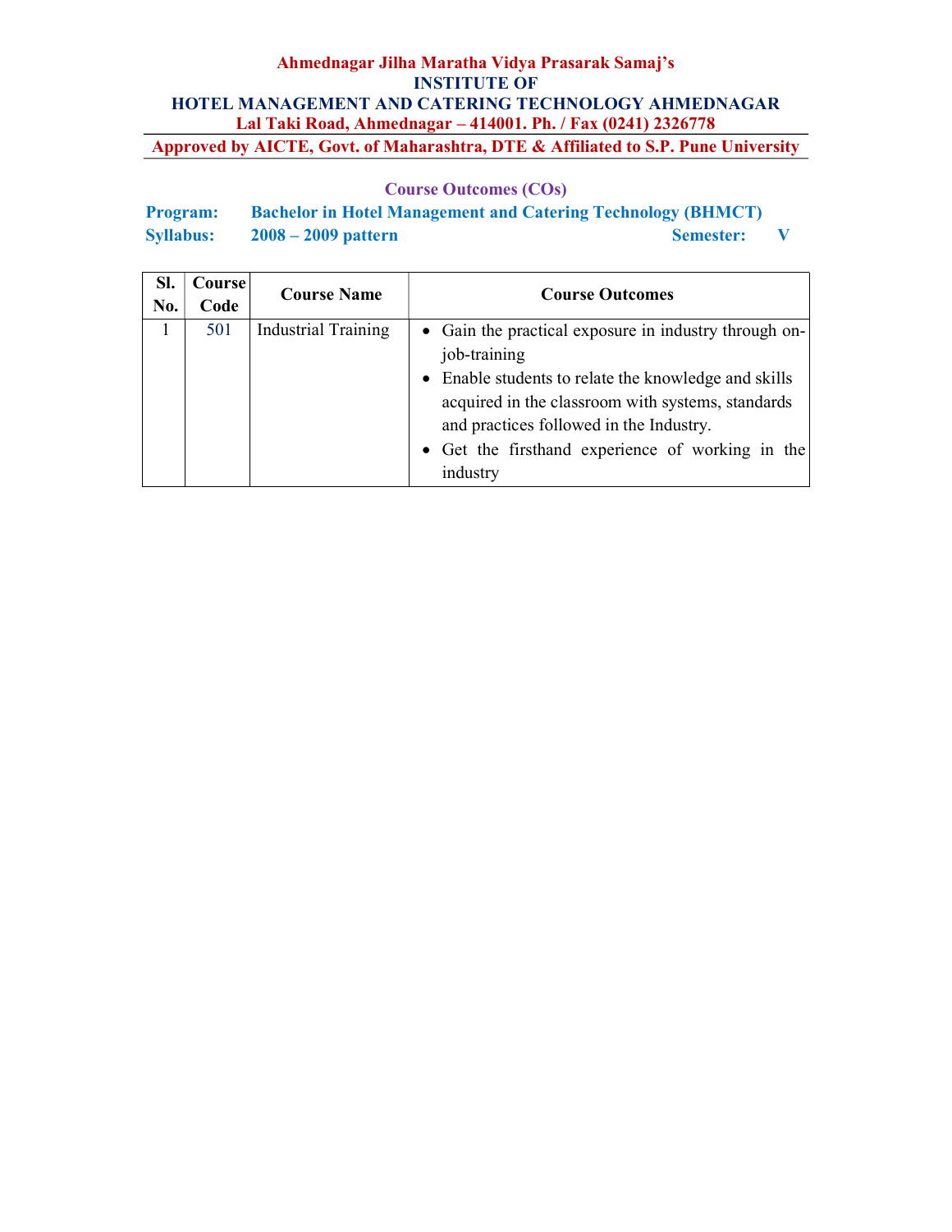**Ahmednagar Jilha Maratha Vidya Prasarak Samaj's**

**INSTITUTE OF**

**HOTEL MANAGEMENT AND CATERING TECHNOLOGY AHMEDNAGAR**

**Lal Taki Road, Ahmednagar – 414001. Ph. / Fax (0241) 2326778**

**Approved by AICTE, Govt. of Maharashtra, DTE & Affiliated to S.P. Pune University**

## Course Outcomes (COs)

**Program:** Bachelor in Hotel Management and Catering Technology (BHMCT)

**Syllabus:** 2008 – 2009 pattern **Semester:** V

| Sl. No. | Course Code | Course Name | Course Outcomes |
|---|---|---|---|
| 1 | 501 | Industrial Training | • Gain the practical exposure in industry through on-job-training<br>• Enable students to relate the knowledge and skills acquired in the classroom with systems, standards and practices followed in the Industry.<br>• Get the firsthand experience of working in the industry |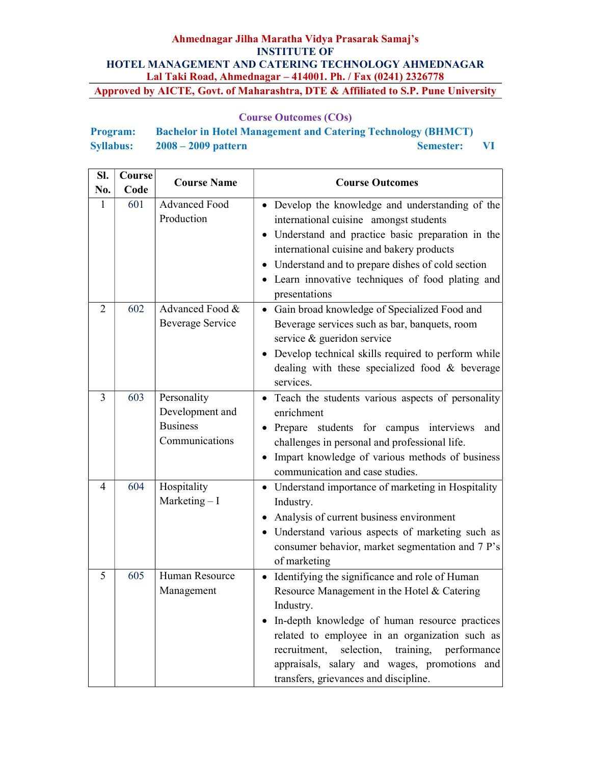**Ahmednagar Jilha Maratha Vidya Prasarak Samaj's**
**INSTITUTE OF**
**HOTEL MANAGEMENT AND CATERING TECHNOLOGY AHMEDNAGAR**
**Lal Taki Road, Ahmednagar – 414001. Ph. / Fax (0241) 2326778**
**Approved by AICTE, Govt. of Maharashtra, DTE & Affiliated to S.P. Pune University**

## Course Outcomes (COs)

**Program:** **Bachelor in Hotel Management and Catering Technology (BHMCT)**
**Syllabus:** **2008 – 2009 pattern** **Semester:** **VI**

| Sl. No. | Course Code | Course Name | Course Outcomes |
|---|---|---|---|
| 1 | 601 | Advanced Food Production | • Develop the knowledge and understanding of the international cuisine amongst students<br>• Understand and practice basic preparation in the international cuisine and bakery products<br>• Understand and to prepare dishes of cold section<br>• Learn innovative techniques of food plating and presentations |
| 2 | 602 | Advanced Food & Beverage Service | • Gain broad knowledge of Specialized Food and Beverage services such as bar, banquets, room service & gueridon service<br>• Develop technical skills required to perform while dealing with these specialized food & beverage services. |
| 3 | 603 | Personality Development and Business Communications | • Teach the students various aspects of personality enrichment<br>• Prepare students for campus interviews and challenges in personal and professional life.<br>• Impart knowledge of various methods of business communication and case studies. |
| 4 | 604 | Hospitality Marketing – I | • Understand importance of marketing in Hospitality Industry.<br>• Analysis of current business environment<br>• Understand various aspects of marketing such as consumer behavior, market segmentation and 7 P's of marketing |
| 5 | 605 | Human Resource Management | • Identifying the significance and role of Human Resource Management in the Hotel & Catering Industry.<br>• In-depth knowledge of human resource practices related to employee in an organization such as recruitment, selection, training, performance appraisals, salary and wages, promotions and transfers, grievances and discipline. |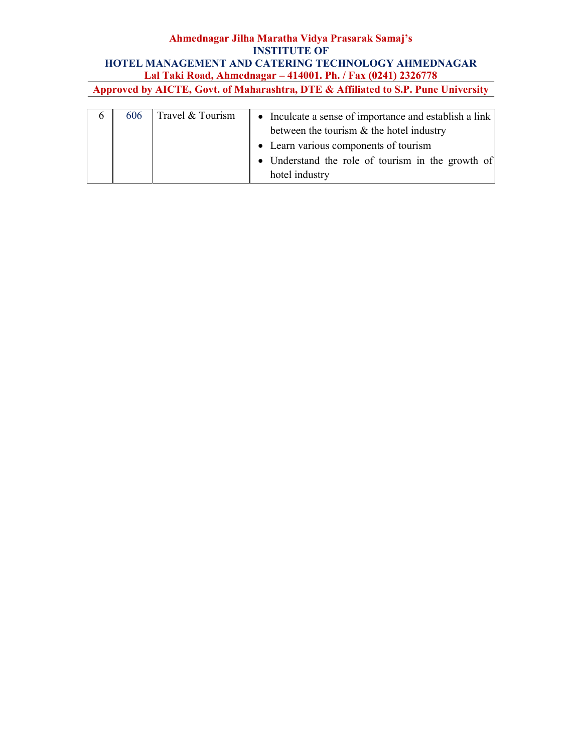| 6 | 606 | Travel & Tourism | • Inculcate a sense of importance and establish a link between the tourism & the hotel industry<br>• Learn various components of tourism<br>• Understand the role of tourism in the growth of hotel industry |
|---|---|---|---|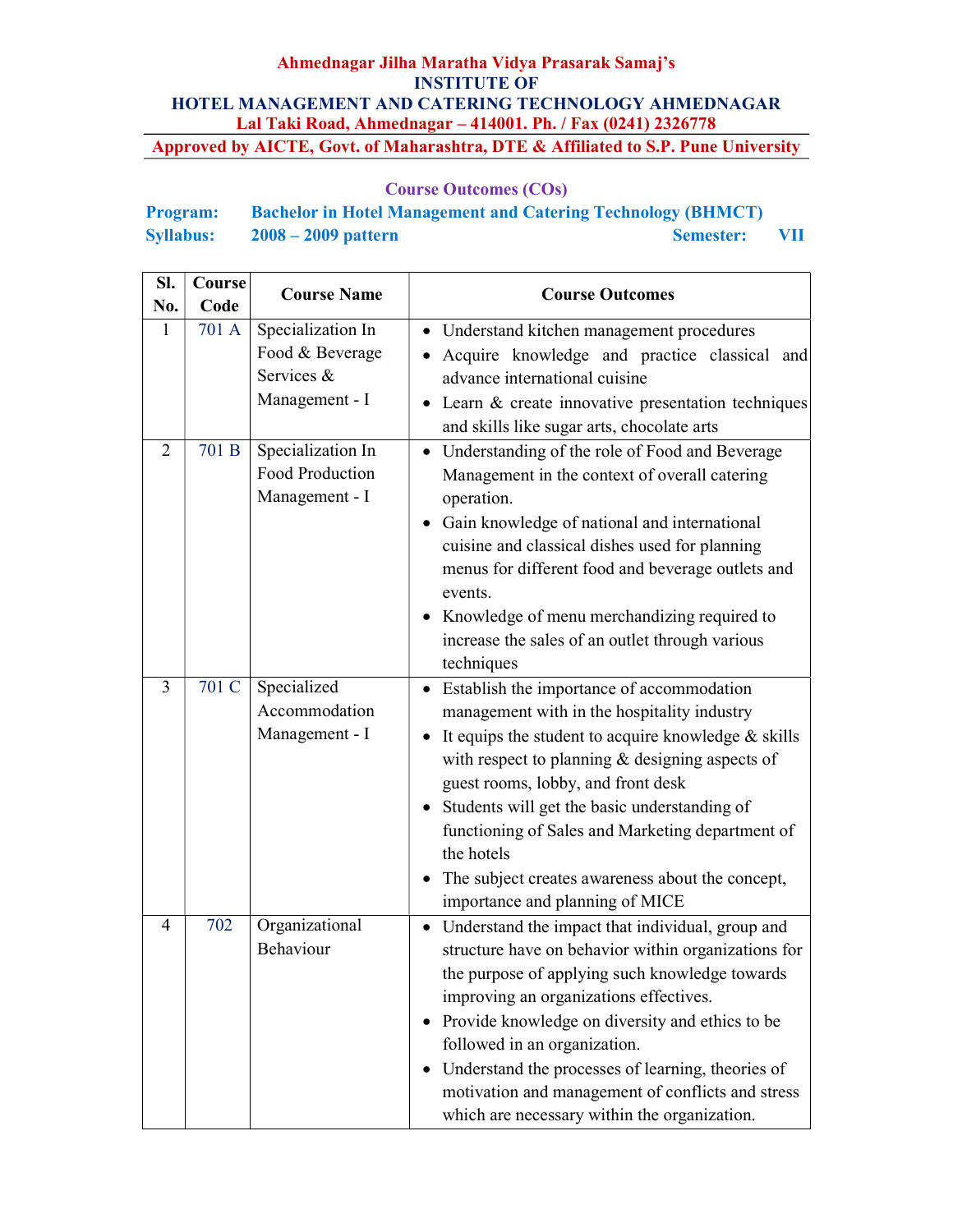**Ahmednagar Jilha Maratha Vidya Prasarak Samaj's**
**INSTITUTE OF**
**HOTEL MANAGEMENT AND CATERING TECHNOLOGY AHMEDNAGAR**
**Lal Taki Road, Ahmednagar – 414001. Ph. / Fax (0241) 2326778**
**Approved by AICTE, Govt. of Maharashtra, DTE & Affiliated to S.P. Pune University**

## Course Outcomes (COs)

**Program:** Bachelor in Hotel Management and Catering Technology (BHMCT)
**Syllabus:** 2008 – 2009 pattern **Semester:** VII

| Sl. No. | Course Code | Course Name | Course Outcomes |
|---|---|---|---|
| 1 | 701 A | Specialization In Food & Beverage Services & Management - I | • Understand kitchen management procedures<br>• Acquire knowledge and practice classical and advance international cuisine<br>• Learn & create innovative presentation techniques and skills like sugar arts, chocolate arts |
| 2 | 701 B | Specialization In Food Production Management - I | • Understanding of the role of Food and Beverage Management in the context of overall catering operation.<br>• Gain knowledge of national and international cuisine and classical dishes used for planning menus for different food and beverage outlets and events.<br>• Knowledge of menu merchandizing required to increase the sales of an outlet through various techniques |
| 3 | 701 C | Specialized Accommodation Management - I | • Establish the importance of accommodation management with in the hospitality industry<br>• It equips the student to acquire knowledge & skills with respect to planning & designing aspects of guest rooms, lobby, and front desk<br>• Students will get the basic understanding of functioning of Sales and Marketing department of the hotels<br>• The subject creates awareness about the concept, importance and planning of MICE |
| 4 | 702 | Organizational Behaviour | • Understand the impact that individual, group and structure have on behavior within organizations for the purpose of applying such knowledge towards improving an organizations effectives.<br>• Provide knowledge on diversity and ethics to be followed in an organization.<br>• Understand the processes of learning, theories of motivation and management of conflicts and stress which are necessary within the organization. |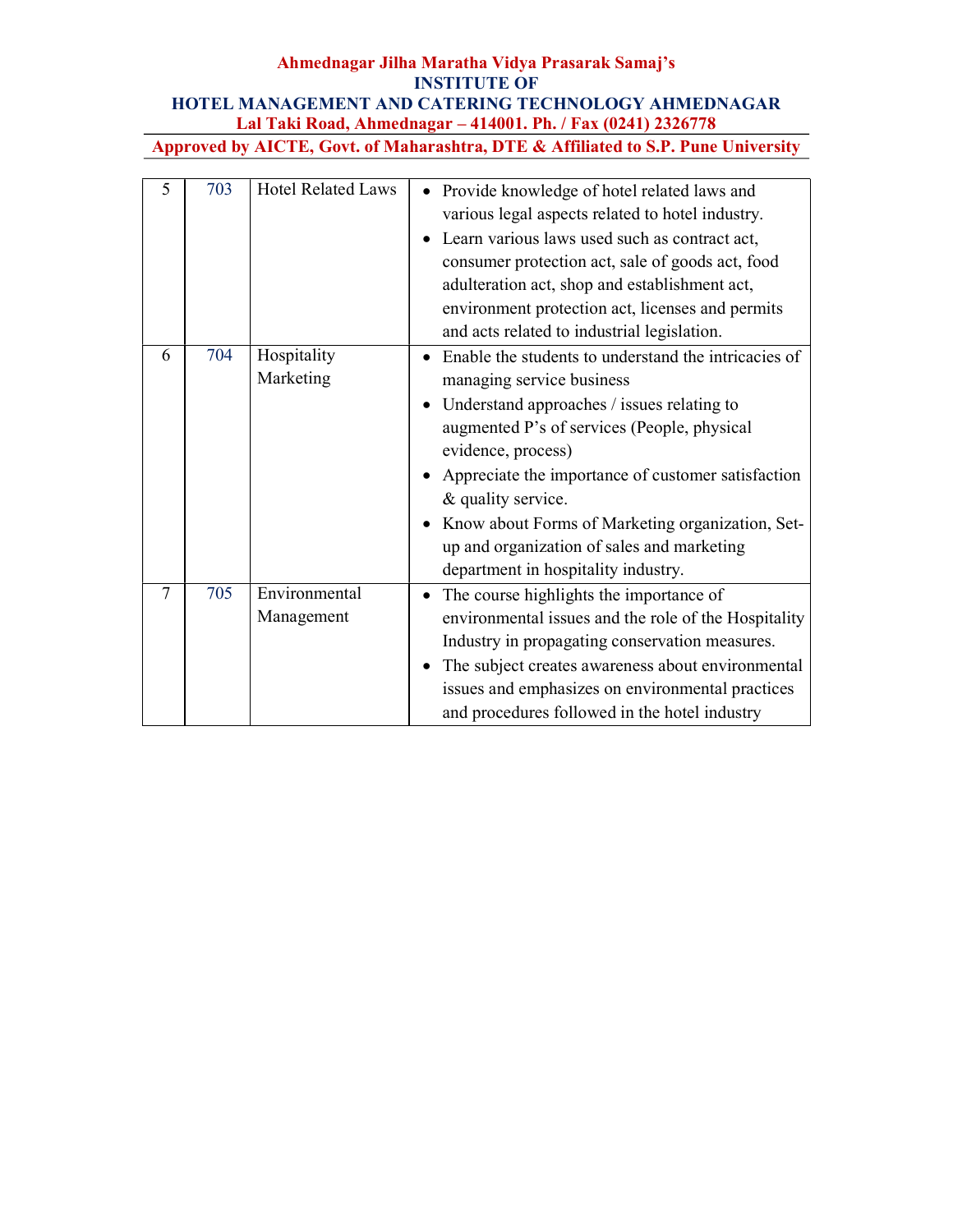| 5 | 703 | Hotel Related Laws | • Provide knowledge of hotel related laws and various legal aspects related to hotel industry.<br>• Learn various laws used such as contract act, consumer protection act, sale of goods act, food adulteration act, shop and establishment act, environment protection act, licenses and permits and acts related to industrial legislation. |
|---|---|---|---|
| 6 | 704 | Hospitality Marketing | • Enable the students to understand the intricacies of managing service business<br>• Understand approaches / issues relating to augmented P's of services (People, physical evidence, process)<br>• Appreciate the importance of customer satisfaction & quality service.<br>• Know about Forms of Marketing organization, Set-up and organization of sales and marketing department in hospitality industry. |
| 7 | 705 | Environmental Management | • The course highlights the importance of environmental issues and the role of the Hospitality Industry in propagating conservation measures.<br>• The subject creates awareness about environmental issues and emphasizes on environmental practices and procedures followed in the hotel industry |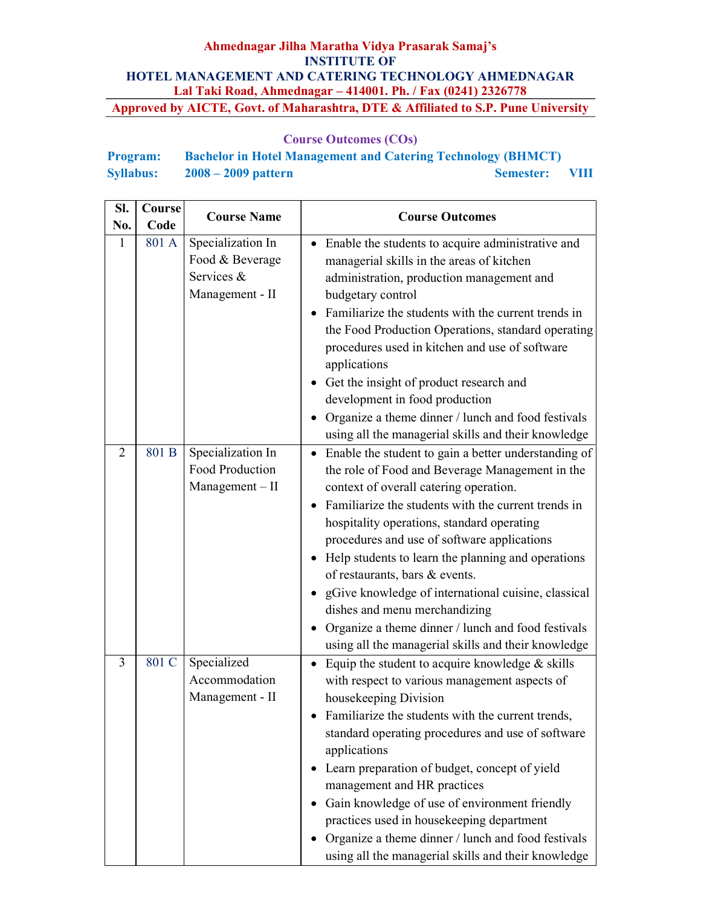Ahmednagar Jilha Maratha Vidya Prasarak Samaj's

**INSTITUTE OF**

**HOTEL MANAGEMENT AND CATERING TECHNOLOGY AHMEDNAGAR**

Lal Taki Road, Ahmednagar – 414001. Ph. / Fax (0241) 2326778

Approved by AICTE, Govt. of Maharashtra, DTE & Affiliated to S.P. Pune University

## Course Outcomes (COs)

**Program:** Bachelor in Hotel Management and Catering Technology (BHMCT)

**Syllabus:** 2008 – 2009 pattern **Semester:** VIII

| Sl. No. | Course Code | Course Name | Course Outcomes |
|---|---|---|---|
| 1 | 801 A | Specialization In Food & Beverage Services & Management - II | • Enable the students to acquire administrative and managerial skills in the areas of kitchen administration, production management and budgetary control<br>• Familiarize the students with the current trends in the Food Production Operations, standard operating procedures used in kitchen and use of software applications<br>• Get the insight of product research and development in food production<br>• Organize a theme dinner / lunch and food festivals using all the managerial skills and their knowledge |
| 2 | 801 B | Specialization In Food Production Management – II | • Enable the student to gain a better understanding of the role of Food and Beverage Management in the context of overall catering operation.<br>• Familiarize the students with the current trends in hospitality operations, standard operating procedures and use of software applications<br>• Help students to learn the planning and operations of restaurants, bars & events.<br>• gGive knowledge of international cuisine, classical dishes and menu merchandizing<br>• Organize a theme dinner / lunch and food festivals using all the managerial skills and their knowledge |
| 3 | 801 C | Specialized Accommodation Management - II | • Equip the student to acquire knowledge & skills with respect to various management aspects of housekeeping Division<br>• Familiarize the students with the current trends, standard operating procedures and use of software applications<br>• Learn preparation of budget, concept of yield management and HR practices<br>• Gain knowledge of use of environment friendly practices used in housekeeping department<br>• Organize a theme dinner / lunch and food festivals using all the managerial skills and their knowledge |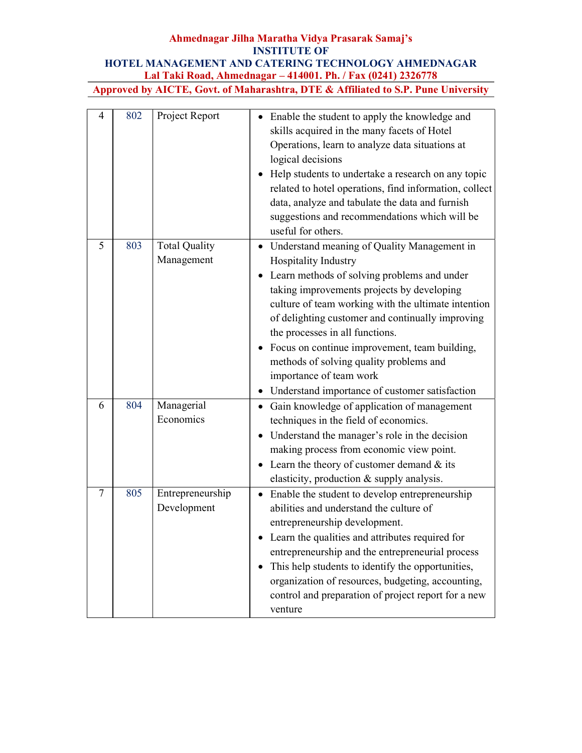| | | | |
|---|---|---|---|
| 4 | 802 | Project Report | • Enable the student to apply the knowledge and skills acquired in the many facets of Hotel Operations, learn to analyze data situations at logical decisions<br>• Help students to undertake a research on any topic related to hotel operations, find information, collect data, analyze and tabulate the data and furnish suggestions and recommendations which will be useful for others. |
| 5 | 803 | Total Quality Management | • Understand meaning of Quality Management in Hospitality Industry<br>• Learn methods of solving problems and under taking improvements projects by developing culture of team working with the ultimate intention of delighting customer and continually improving the processes in all functions.<br>• Focus on continue improvement, team building, methods of solving quality problems and importance of team work<br>• Understand importance of customer satisfaction |
| 6 | 804 | Managerial Economics | • Gain knowledge of application of management techniques in the field of economics.<br>• Understand the manager's role in the decision making process from economic view point.<br>• Learn the theory of customer demand & its elasticity, production & supply analysis. |
| 7 | 805 | Entrepreneurship Development | • Enable the student to develop entrepreneurship abilities and understand the culture of entrepreneurship development.<br>• Learn the qualities and attributes required for entrepreneurship and the entrepreneurial process<br>• This help students to identify the opportunities, organization of resources, budgeting, accounting, control and preparation of project report for a new venture |